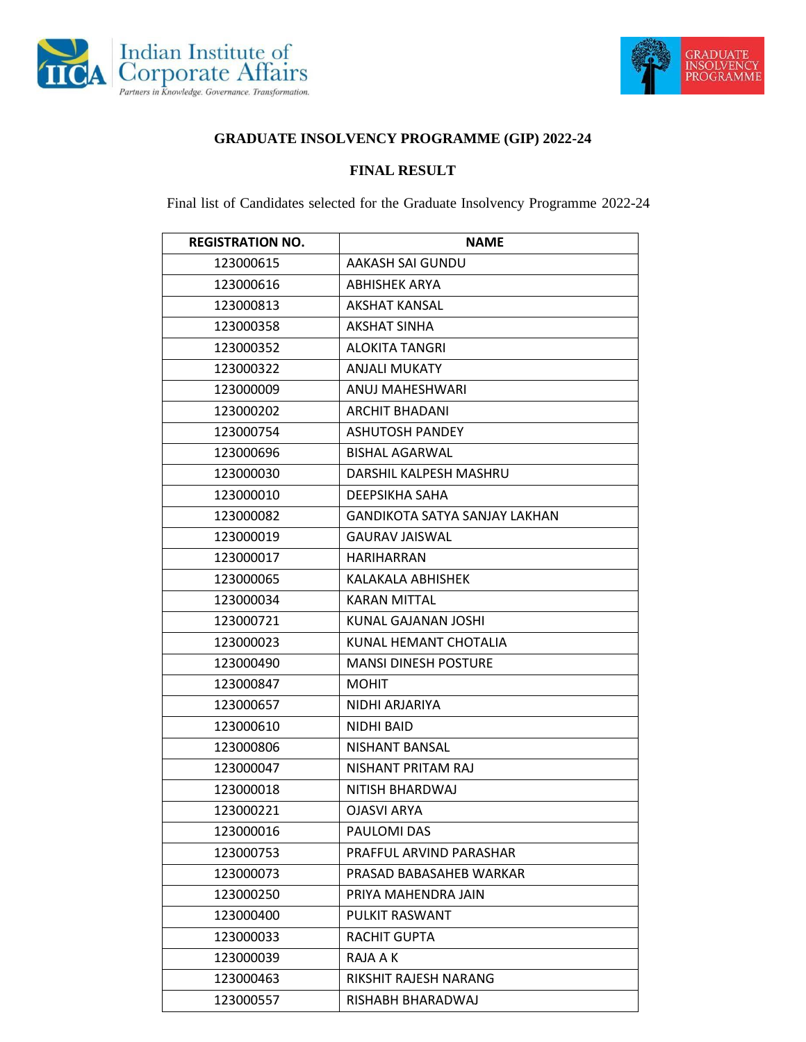## GRADUATE INSOLVENCY PROGRAMME (GIP) 2022-24

### FINAL RESULT

Final list of Candidates selected for the Graduate Insolvency Programme 2022-24

| REGISTRATION NO. | NAME |
|---|---|
| 123000615 | AAKASH SAI GUNDU |
| 123000616 | ABHISHEK ARYA |
| 123000813 | AKSHAT KANSAL |
| 123000358 | AKSHAT SINHA |
| 123000352 | ALOKITA TANGRI |
| 123000322 | ANJALI MUKATY |
| 123000009 | ANUJ MAHESHWARI |
| 123000202 | ARCHIT BHADANI |
| 123000754 | ASHUTOSH PANDEY |
| 123000696 | BISHAL AGARWAL |
| 123000030 | DARSHIL KALPESH MASHRU |
| 123000010 | DEEPSIKHA SAHA |
| 123000082 | GANDIKOTA SATYA SANJAY LAKHAN |
| 123000019 | GAURAV JAISWAL |
| 123000017 | HARIHARRAN |
| 123000065 | KALAKALA ABHISHEK |
| 123000034 | KARAN MITTAL |
| 123000721 | KUNAL GAJANAN JOSHI |
| 123000023 | KUNAL HEMANT CHOTALIA |
| 123000490 | MANSI DINESH POSTURE |
| 123000847 | MOHIT |
| 123000657 | NIDHI ARJARIYA |
| 123000610 | NIDHI BAID |
| 123000806 | NISHANT BANSAL |
| 123000047 | NISHANT PRITAM RAJ |
| 123000018 | NITISH BHARDWAJ |
| 123000221 | OJASVI ARYA |
| 123000016 | PAULOMI DAS |
| 123000753 | PRAFFUL ARVIND PARASHAR |
| 123000073 | PRASAD BABASAHEB WARKAR |
| 123000250 | PRIYA MAHENDRA JAIN |
| 123000400 | PULKIT RASWANT |
| 123000033 | RACHIT GUPTA |
| 123000039 | RAJA A K |
| 123000463 | RIKSHIT RAJESH NARANG |
| 123000557 | RISHABH BHARADWAJ |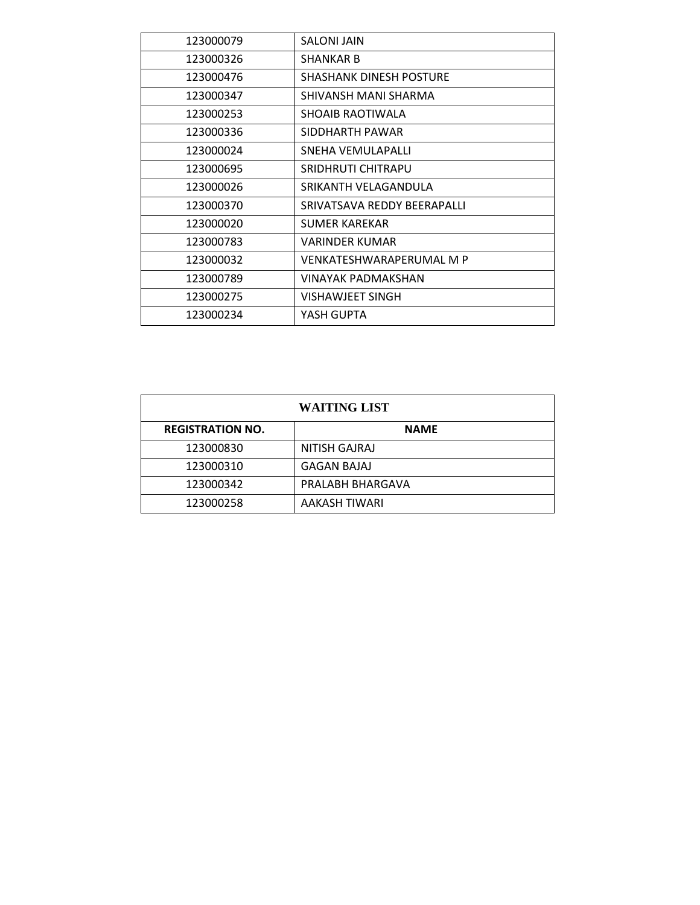| | |
|---|---|
| 123000079 | SALONI JAIN |
| 123000326 | SHANKAR B |
| 123000476 | SHASHANK DINESH POSTURE |
| 123000347 | SHIVANSH MANI SHARMA |
| 123000253 | SHOAIB RAOTIWALA |
| 123000336 | SIDDHARTH PAWAR |
| 123000024 | SNEHA VEMULAPALLI |
| 123000695 | SRIDHRUTI CHITRAPU |
| 123000026 | SRIKANTH VELAGANDULA |
| 123000370 | SRIVATSAVA REDDY BEERAPALLI |
| 123000020 | SUMER KAREKAR |
| 123000783 | VARINDER KUMAR |
| 123000032 | VENKATESHWARAPERUMAL M P |
| 123000789 | VINAYAK PADMAKSHAN |
| 123000275 | VISHAWJEET SINGH |
| 123000234 | YASH GUPTA |

| WAITING LIST | |
|---|---|
| **REGISTRATION NO.** | **NAME** |
| 123000830 | NITISH GAJRAJ |
| 123000310 | GAGAN BAJAJ |
| 123000342 | PRALABH BHARGAVA |
| 123000258 | AAKASH TIWARI |